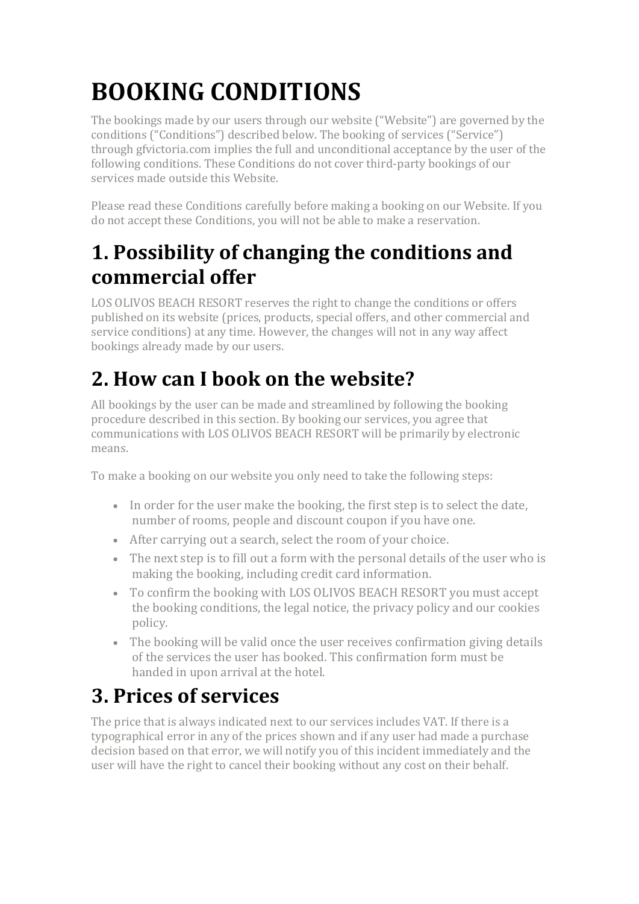# BOOKING CONDITIONS

The bookings made by our users through our website ("Website") are governed by the conditions ("Conditions") described below. The booking of services ("Service") through gfvictoria.com implies the full and unconditional acceptance by the user of the following conditions. These Conditions do not cover third-party bookings of our services made outside this Website.

Please read these Conditions carefully before making a booking on our Website. If you do not accept these Conditions, you will not be able to make a reservation.

## 1. Possibility of changing the conditions and commercial offer

LOS OLIVOS BEACH RESORT reserves the right to change the conditions or offers published on its website (prices, products, special offers, and other commercial and service conditions) at any time. However, the changes will not in any way affect bookings already made by our users.

## 2. How can I book on the website?

All bookings by the user can be made and streamlined by following the booking procedure described in this section. By booking our services, you agree that communications with LOS OLIVOS BEACH RESORT will be primarily by electronic means.

To make a booking on our website you only need to take the following steps:

- In order for the user make the booking, the first step is to select the date, number of rooms, people and discount coupon if you have one.
- After carrying out a search, select the room of your choice.
- The next step is to fill out a form with the personal details of the user who is making the booking, including credit card information.
- To confirm the booking with LOS OLIVOS BEACH RESORT you must accept the booking conditions, the legal notice, the privacy policy and our cookies policy.
- The booking will be valid once the user receives confirmation giving details of the services the user has booked. This confirmation form must be handed in upon arrival at the hotel.

## 3. Prices of services

The price that is always indicated next to our services includes VAT. If there is a typographical error in any of the prices shown and if any user had made a purchase decision based on that error, we will notify you of this incident immediately and the user will have the right to cancel their booking without any cost on their behalf.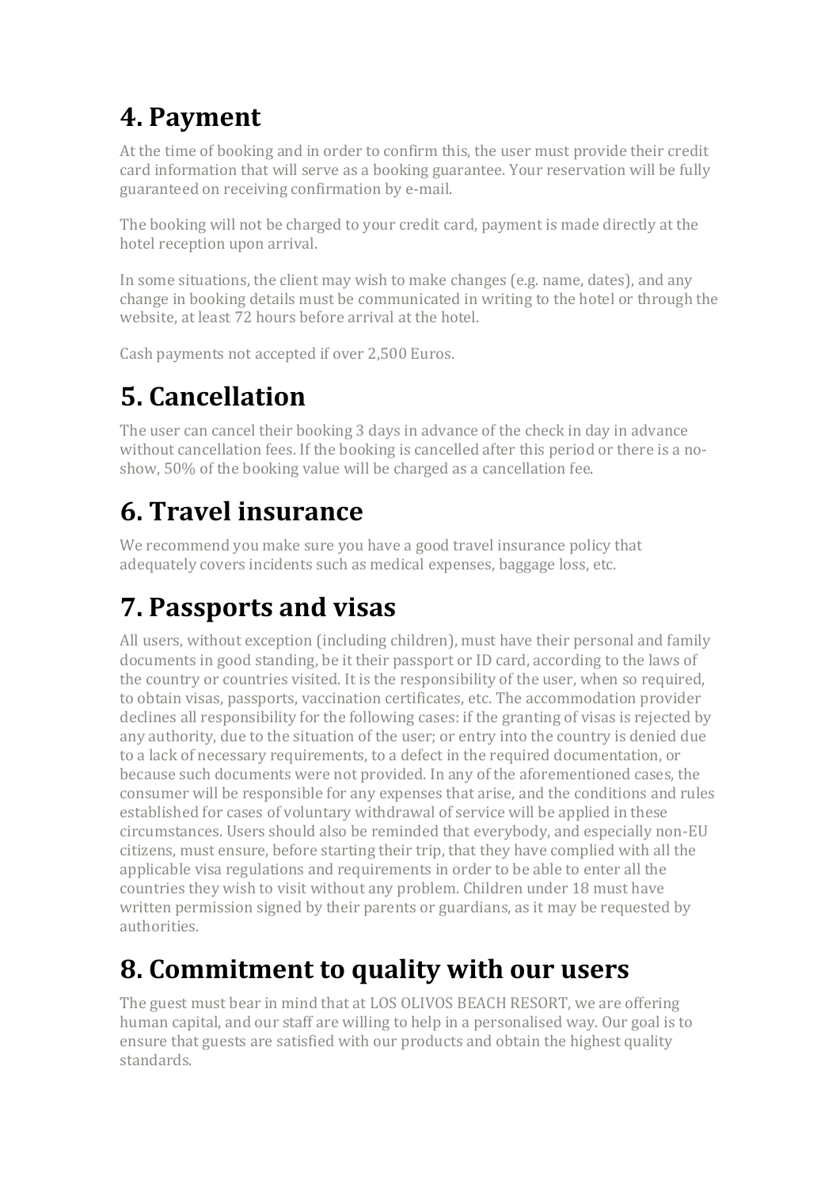# 4. Payment

At the time of booking and in order to confirm this, the user must provide their credit card information that will serve as a booking guarantee. Your reservation will be fully guaranteed on receiving confirmation by e-mail.

The booking will not be charged to your credit card, payment is made directly at the hotel reception upon arrival.

In some situations, the client may wish to make changes (e.g. name, dates), and any change in booking details must be communicated in writing to the hotel or through the website, at least 72 hours before arrival at the hotel.

Cash payments not accepted if over 2,500 Euros.

# 5. Cancellation

The user can cancel their booking 3 days in advance of the check in day in advance without cancellation fees. If the booking is cancelled after this period or there is a no-show, 50% of the booking value will be charged as a cancellation fee.

# 6. Travel insurance

We recommend you make sure you have a good travel insurance policy that adequately covers incidents such as medical expenses, baggage loss, etc.

# 7. Passports and visas

All users, without exception (including children), must have their personal and family documents in good standing, be it their passport or ID card, according to the laws of the country or countries visited. It is the responsibility of the user, when so required, to obtain visas, passports, vaccination certificates, etc. The accommodation provider declines all responsibility for the following cases: if the granting of visas is rejected by any authority, due to the situation of the user; or entry into the country is denied due to a lack of necessary requirements, to a defect in the required documentation, or because such documents were not provided. In any of the aforementioned cases, the consumer will be responsible for any expenses that arise, and the conditions and rules established for cases of voluntary withdrawal of service will be applied in these circumstances. Users should also be reminded that everybody, and especially non-EU citizens, must ensure, before starting their trip, that they have complied with all the applicable visa regulations and requirements in order to be able to enter all the countries they wish to visit without any problem. Children under 18 must have written permission signed by their parents or guardians, as it may be requested by authorities.

# 8. Commitment to quality with our users

The guest must bear in mind that at LOS OLIVOS BEACH RESORT, we are offering human capital, and our staff are willing to help in a personalised way. Our goal is to ensure that guests are satisfied with our products and obtain the highest quality standards.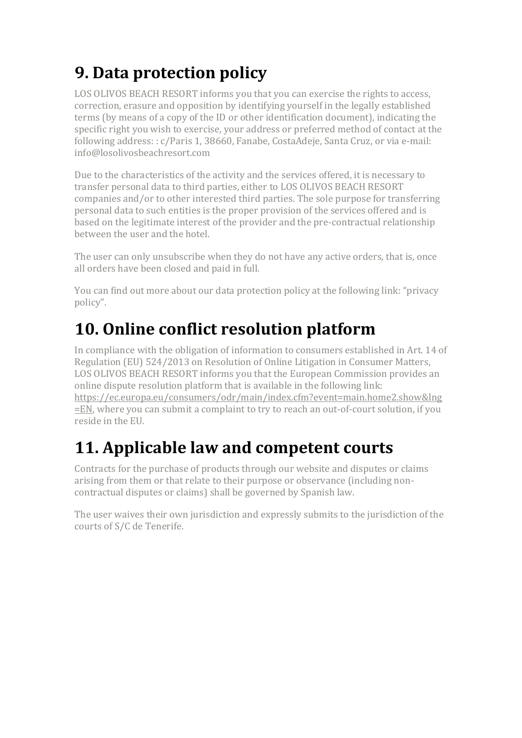## 9. Data protection policy

LOS OLIVOS BEACH RESORT informs you that you can exercise the rights to access, correction, erasure and opposition by identifying yourself in the legally established terms (by means of a copy of the ID or other identification document), indicating the specific right you wish to exercise, your address or preferred method of contact at the following address: : c/Paris 1, 38660, Fanabe, CostaAdeje, Santa Cruz, or via e-mail: info@losolivosbeachresort.com

Due to the characteristics of the activity and the services offered, it is necessary to transfer personal data to third parties, either to LOS OLIVOS BEACH RESORT companies and/or to other interested third parties. The sole purpose for transferring personal data to such entities is the proper provision of the services offered and is based on the legitimate interest of the provider and the pre-contractual relationship between the user and the hotel.

The user can only unsubscribe when they do not have any active orders, that is, once all orders have been closed and paid in full.

You can find out more about our data protection policy at the following link: "privacy policy".

## 10. Online conflict resolution platform

In compliance with the obligation of information to consumers established in Art. 14 of Regulation (EU) 524/2013 on Resolution of Online Litigation in Consumer Matters, LOS OLIVOS BEACH RESORT informs you that the European Commission provides an online dispute resolution platform that is available in the following link: https://ec.europa.eu/consumers/odr/main/index.cfm?event=main.home2.show&lng=EN, where you can submit a complaint to try to reach an out-of-court solution, if you reside in the EU.

## 11. Applicable law and competent courts

Contracts for the purchase of products through our website and disputes or claims arising from them or that relate to their purpose or observance (including non-contractual disputes or claims) shall be governed by Spanish law.

The user waives their own jurisdiction and expressly submits to the jurisdiction of the courts of S/C de Tenerife.